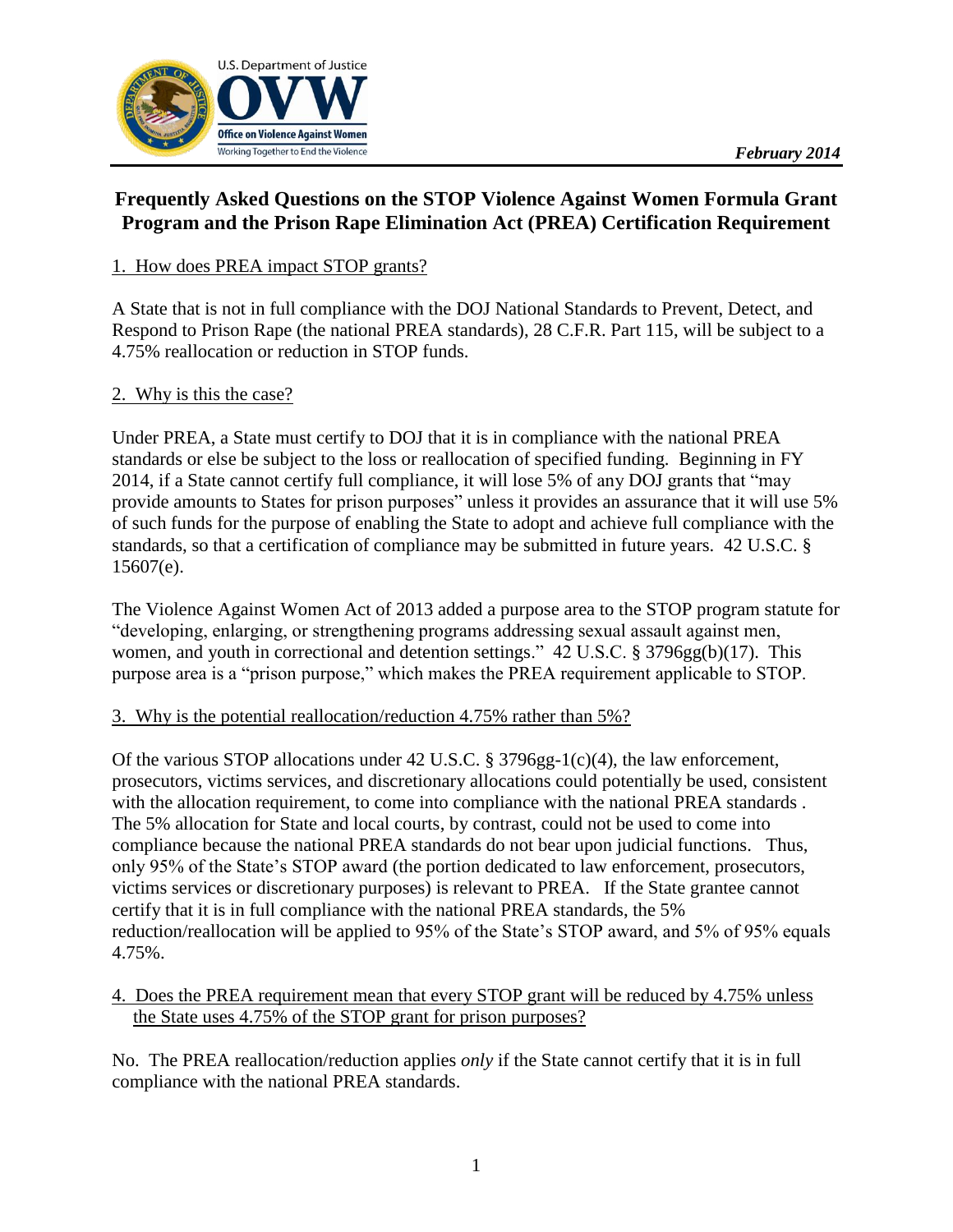U.S. Department of Justice

**OVW**

**Office on Violence Against Women**

Working Together to End the Violence

***February 2014***

# Frequently Asked Questions on the STOP Violence Against Women Formula Grant Program and the Prison Rape Elimination Act (PREA) Certification Requirement

## 1. How does PREA impact STOP grants?

A State that is not in full compliance with the DOJ National Standards to Prevent, Detect, and Respond to Prison Rape (the national PREA standards), 28 C.F.R. Part 115, will be subject to a 4.75% reallocation or reduction in STOP funds.

## 2. Why is this the case?

Under PREA, a State must certify to DOJ that it is in compliance with the national PREA standards or else be subject to the loss or reallocation of specified funding. Beginning in FY 2014, if a State cannot certify full compliance, it will lose 5% of any DOJ grants that "may provide amounts to States for prison purposes" unless it provides an assurance that it will use 5% of such funds for the purpose of enabling the State to adopt and achieve full compliance with the standards, so that a certification of compliance may be submitted in future years. 42 U.S.C. § 15607(e).

The Violence Against Women Act of 2013 added a purpose area to the STOP program statute for "developing, enlarging, or strengthening programs addressing sexual assault against men, women, and youth in correctional and detention settings." 42 U.S.C. § 3796gg(b)(17). This purpose area is a "prison purpose," which makes the PREA requirement applicable to STOP.

## 3. Why is the potential reallocation/reduction 4.75% rather than 5%?

Of the various STOP allocations under 42 U.S.C. § 3796gg-1(c)(4), the law enforcement, prosecutors, victims services, and discretionary allocations could potentially be used, consistent with the allocation requirement, to come into compliance with the national PREA standards . The 5% allocation for State and local courts, by contrast, could not be used to come into compliance because the national PREA standards do not bear upon judicial functions. Thus, only 95% of the State's STOP award (the portion dedicated to law enforcement, prosecutors, victims services or discretionary purposes) is relevant to PREA. If the State grantee cannot certify that it is in full compliance with the national PREA standards, the 5% reduction/reallocation will be applied to 95% of the State's STOP award, and 5% of 95% equals 4.75%.

## 4. Does the PREA requirement mean that every STOP grant will be reduced by 4.75% unless the State uses 4.75% of the STOP grant for prison purposes?

No. The PREA reallocation/reduction applies *only* if the State cannot certify that it is in full compliance with the national PREA standards.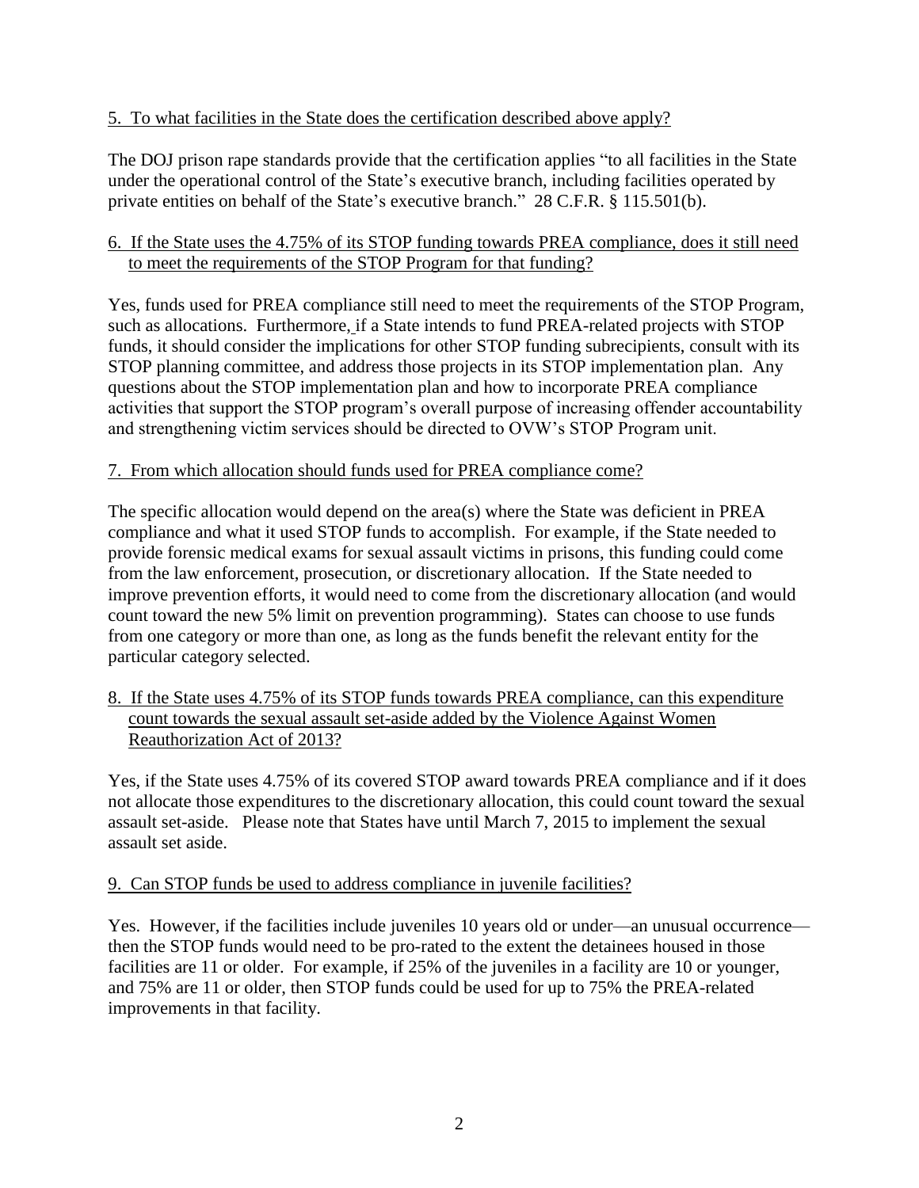5. To what facilities in the State does the certification described above apply?

The DOJ prison rape standards provide that the certification applies "to all facilities in the State under the operational control of the State's executive branch, including facilities operated by private entities on behalf of the State's executive branch." 28 C.F.R. § 115.501(b).

6. If the State uses the 4.75% of its STOP funding towards PREA compliance, does it still need to meet the requirements of the STOP Program for that funding?

Yes, funds used for PREA compliance still need to meet the requirements of the STOP Program, such as allocations. Furthermore, if a State intends to fund PREA-related projects with STOP funds, it should consider the implications for other STOP funding subrecipients, consult with its STOP planning committee, and address those projects in its STOP implementation plan. Any questions about the STOP implementation plan and how to incorporate PREA compliance activities that support the STOP program's overall purpose of increasing offender accountability and strengthening victim services should be directed to OVW's STOP Program unit.

7. From which allocation should funds used for PREA compliance come?

The specific allocation would depend on the area(s) where the State was deficient in PREA compliance and what it used STOP funds to accomplish. For example, if the State needed to provide forensic medical exams for sexual assault victims in prisons, this funding could come from the law enforcement, prosecution, or discretionary allocation. If the State needed to improve prevention efforts, it would need to come from the discretionary allocation (and would count toward the new 5% limit on prevention programming). States can choose to use funds from one category or more than one, as long as the funds benefit the relevant entity for the particular category selected.

8. If the State uses 4.75% of its STOP funds towards PREA compliance, can this expenditure count towards the sexual assault set-aside added by the Violence Against Women Reauthorization Act of 2013?

Yes, if the State uses 4.75% of its covered STOP award towards PREA compliance and if it does not allocate those expenditures to the discretionary allocation, this could count toward the sexual assault set-aside. Please note that States have until March 7, 2015 to implement the sexual assault set aside.

9. Can STOP funds be used to address compliance in juvenile facilities?

Yes. However, if the facilities include juveniles 10 years old or under—an unusual occurrence—then the STOP funds would need to be pro-rated to the extent the detainees housed in those facilities are 11 or older. For example, if 25% of the juveniles in a facility are 10 or younger, and 75% are 11 or older, then STOP funds could be used for up to 75% the PREA-related improvements in that facility.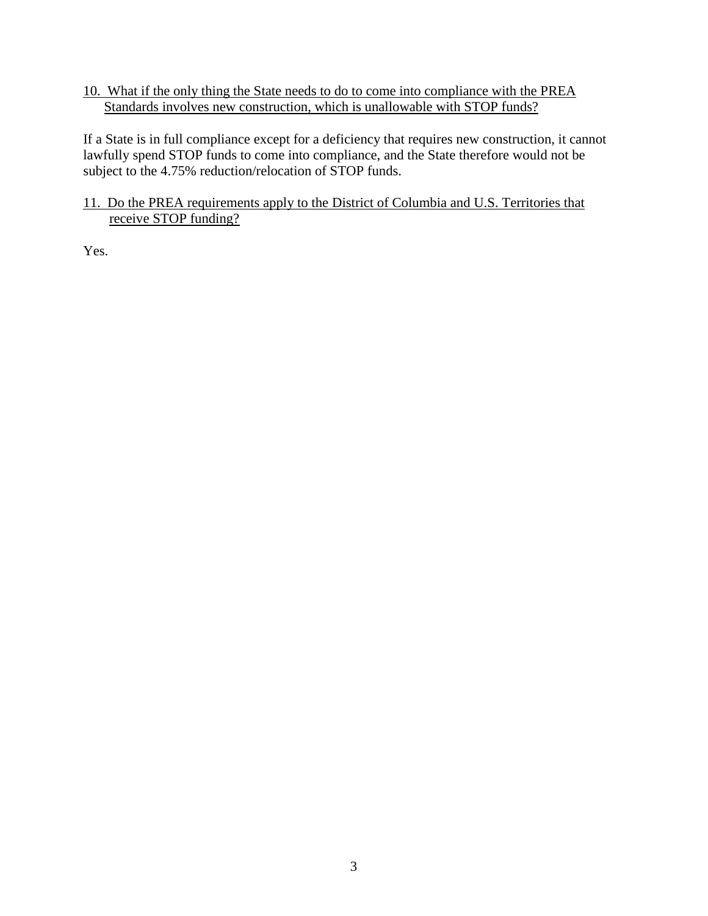<u>10. What if the only thing the State needs to do to come into compliance with the PREA Standards involves new construction, which is unallowable with STOP funds?</u>

If a State is in full compliance except for a deficiency that requires new construction, it cannot lawfully spend STOP funds to come into compliance, and the State therefore would not be subject to the 4.75% reduction/relocation of STOP funds.

<u>11. Do the PREA requirements apply to the District of Columbia and U.S. Territories that receive STOP funding?</u>

Yes.